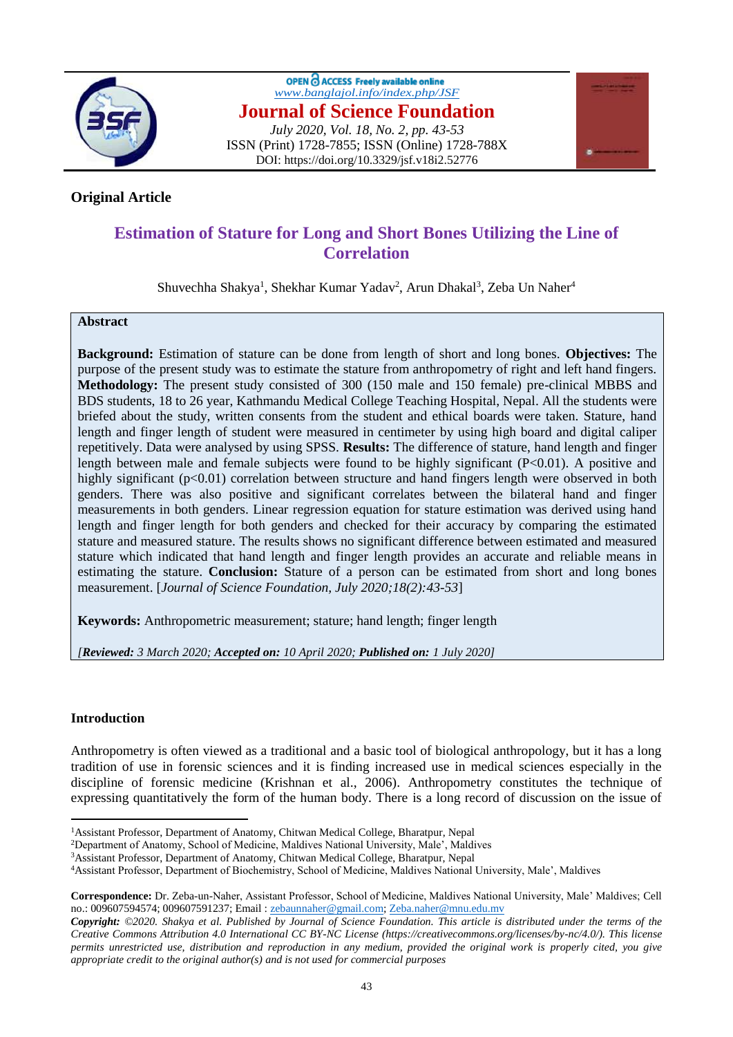Open Access Freely available online
www.banglajol.info/index.php/JSF

**Journal of Science Foundation**

*July 2020, Vol. 18, No. 2, pp. 43-53*
ISSN (Print) 1728-7855; ISSN (Online) 1728-788X
DOI: https://doi.org/10.3329/jsf.v18i2.52776

**Original Article**

# Estimation of Stature for Long and Short Bones Utilizing the Line of Correlation

Shuvechha Shakya[1], Shekhar Kumar Yadav[2], Arun Dhakal[3], Zeba Un Naher[4]

## Abstract

**Background:** Estimation of stature can be done from length of short and long bones. **Objectives:** The purpose of the present study was to estimate the stature from anthropometry of right and left hand fingers. **Methodology:** The present study consisted of 300 (150 male and 150 female) pre-clinical MBBS and BDS students, 18 to 26 year, Kathmandu Medical College Teaching Hospital, Nepal. All the students were briefed about the study, written consents from the student and ethical boards were taken. Stature, hand length and finger length of student were measured in centimeter by using high board and digital caliper repetitively. Data were analysed by using SPSS. **Results:** The difference of stature, hand length and finger length between male and female subjects were found to be highly significant (P<0.01). A positive and highly significant (p<0.01) correlation between structure and hand fingers length were observed in both genders. There was also positive and significant correlates between the bilateral hand and finger measurements in both genders. Linear regression equation for stature estimation was derived using hand length and finger length for both genders and checked for their accuracy by comparing the estimated stature and measured stature. The results shows no significant difference between estimated and measured stature which indicated that hand length and finger length provides an accurate and reliable means in estimating the stature. **Conclusion:** Stature of a person can be estimated from short and long bones measurement. [*Journal of Science Foundation, July 2020;18(2):43-53*]

**Keywords:** Anthropometric measurement; stature; hand length; finger length

*[**Reviewed:** 3 March 2020; **Accepted on:** 10 April 2020; **Published on:** 1 July 2020]*

## Introduction

Anthropometry is often viewed as a traditional and a basic tool of biological anthropology, but it has a long tradition of use in forensic sciences and it is finding increased use in medical sciences especially in the discipline of forensic medicine (Krishnan et al., 2006). Anthropometry constitutes the technique of expressing quantitatively the form of the human body. There is a long record of discussion on the issue of

---

[1]Assistant Professor, Department of Anatomy, Chitwan Medical College, Bharatpur, Nepal
[2]Department of Anatomy, School of Medicine, Maldives National University, Male', Maldives
[3]Assistant Professor, Department of Anatomy, Chitwan Medical College, Bharatpur, Nepal
[4]Assistant Professor, Department of Biochemistry, School of Medicine, Maldives National University, Male', Maldives

**Correspondence:** Dr. Zeba-un-Naher, Assistant Professor, School of Medicine, Maldives National University, Male' Maldives; Cell no.: 009607594574; 009607591237; Email : zebaunnaher@gmail.com; Zeba.naher@mnu.edu.mv

***Copyright:*** *©2020. Shakya et al. Published by Journal of Science Foundation. This article is distributed under the terms of the Creative Commons Attribution 4.0 International CC BY-NC License (https://creativecommons.org/licenses/by-nc/4.0/). This license permits unrestricted use, distribution and reproduction in any medium, provided the original work is properly cited, you give appropriate credit to the original author(s) and is not used for commercial purposes*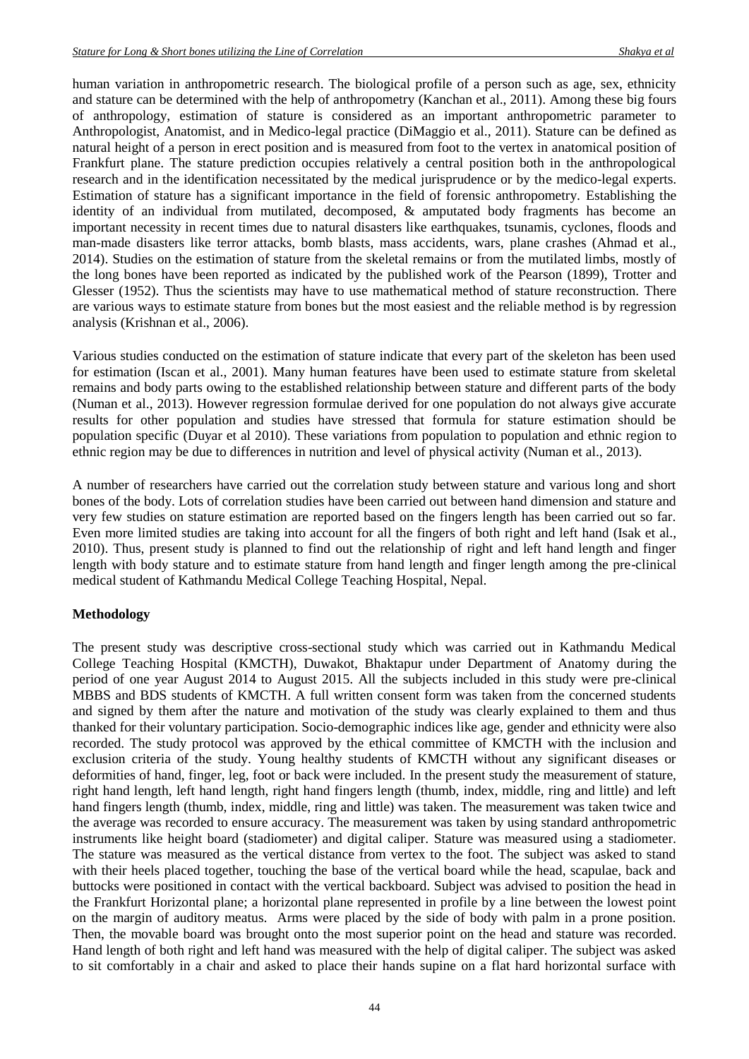human variation in anthropometric research. The biological profile of a person such as age, sex, ethnicity and stature can be determined with the help of anthropometry (Kanchan et al., 2011). Among these big fours of anthropology, estimation of stature is considered as an important anthropometric parameter to Anthropologist, Anatomist, and in Medico-legal practice (DiMaggio et al., 2011). Stature can be defined as natural height of a person in erect position and is measured from foot to the vertex in anatomical position of Frankfurt plane. The stature prediction occupies relatively a central position both in the anthropological research and in the identification necessitated by the medical jurisprudence or by the medico-legal experts. Estimation of stature has a significant importance in the field of forensic anthropometry. Establishing the identity of an individual from mutilated, decomposed, & amputated body fragments has become an important necessity in recent times due to natural disasters like earthquakes, tsunamis, cyclones, floods and man-made disasters like terror attacks, bomb blasts, mass accidents, wars, plane crashes (Ahmad et al., 2014). Studies on the estimation of stature from the skeletal remains or from the mutilated limbs, mostly of the long bones have been reported as indicated by the published work of the Pearson (1899), Trotter and Glesser (1952). Thus the scientists may have to use mathematical method of stature reconstruction. There are various ways to estimate stature from bones but the most easiest and the reliable method is by regression analysis (Krishnan et al., 2006).

Various studies conducted on the estimation of stature indicate that every part of the skeleton has been used for estimation (Iscan et al., 2001). Many human features have been used to estimate stature from skeletal remains and body parts owing to the established relationship between stature and different parts of the body (Numan et al., 2013). However regression formulae derived for one population do not always give accurate results for other population and studies have stressed that formula for stature estimation should be population specific (Duyar et al 2010). These variations from population to population and ethnic region to ethnic region may be due to differences in nutrition and level of physical activity (Numan et al., 2013).

A number of researchers have carried out the correlation study between stature and various long and short bones of the body. Lots of correlation studies have been carried out between hand dimension and stature and very few studies on stature estimation are reported based on the fingers length has been carried out so far. Even more limited studies are taking into account for all the fingers of both right and left hand (Isak et al., 2010). Thus, present study is planned to find out the relationship of right and left hand length and finger length with body stature and to estimate stature from hand length and finger length among the pre-clinical medical student of Kathmandu Medical College Teaching Hospital, Nepal.

**Methodology**

The present study was descriptive cross-sectional study which was carried out in Kathmandu Medical College Teaching Hospital (KMCTH), Duwakot, Bhaktapur under Department of Anatomy during the period of one year August 2014 to August 2015. All the subjects included in this study were pre-clinical MBBS and BDS students of KMCTH. A full written consent form was taken from the concerned students and signed by them after the nature and motivation of the study was clearly explained to them and thus thanked for their voluntary participation. Socio-demographic indices like age, gender and ethnicity were also recorded. The study protocol was approved by the ethical committee of KMCTH with the inclusion and exclusion criteria of the study. Young healthy students of KMCTH without any significant diseases or deformities of hand, finger, leg, foot or back were included. In the present study the measurement of stature, right hand length, left hand length, right hand fingers length (thumb, index, middle, ring and little) and left hand fingers length (thumb, index, middle, ring and little) was taken. The measurement was taken twice and the average was recorded to ensure accuracy. The measurement was taken by using standard anthropometric instruments like height board (stadiometer) and digital caliper. Stature was measured using a stadiometer. The stature was measured as the vertical distance from vertex to the foot. The subject was asked to stand with their heels placed together, touching the base of the vertical board while the head, scapulae, back and buttocks were positioned in contact with the vertical backboard. Subject was advised to position the head in the Frankfurt Horizontal plane; a horizontal plane represented in profile by a line between the lowest point on the margin of auditory meatus. Arms were placed by the side of body with palm in a prone position. Then, the movable board was brought onto the most superior point on the head and stature was recorded. Hand length of both right and left hand was measured with the help of digital caliper. The subject was asked to sit comfortably in a chair and asked to place their hands supine on a flat hard horizontal surface with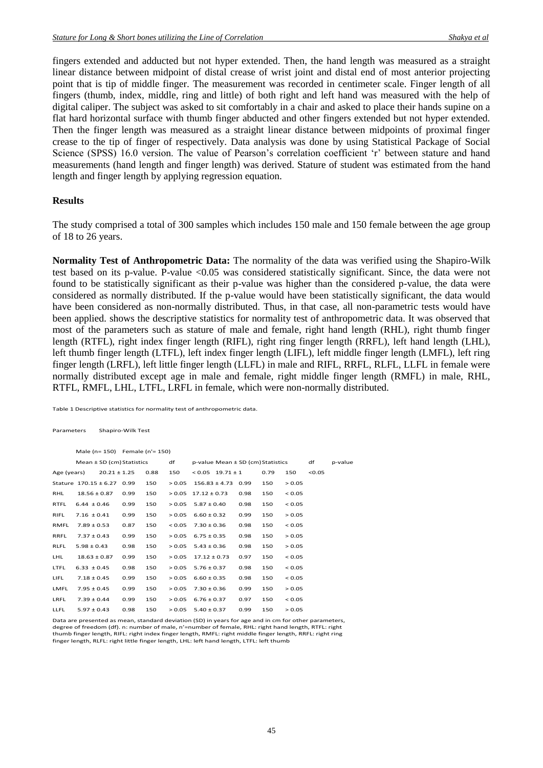fingers extended and adducted but not hyper extended. Then, the hand length was measured as a straight linear distance between midpoint of distal crease of wrist joint and distal end of most anterior projecting point that is tip of middle finger. The measurement was recorded in centimeter scale. Finger length of all fingers (thumb, index, middle, ring and little) of both right and left hand was measured with the help of digital caliper. The subject was asked to sit comfortably in a chair and asked to place their hands supine on a flat hard horizontal surface with thumb finger abducted and other fingers extended but not hyper extended. Then the finger length was measured as a straight linear distance between midpoints of proximal finger crease to the tip of finger of respectively. Data analysis was done by using Statistical Package of Social Science (SPSS) 16.0 version. The value of Pearson's correlation coefficient 'r' between stature and hand measurements (hand length and finger length) was derived. Stature of student was estimated from the hand length and finger length by applying regression equation.

## Results

The study comprised a total of 300 samples which includes 150 male and 150 female between the age group of 18 to 26 years.

**Normality Test of Anthropometric Data:** The normality of the data was verified using the Shapiro-Wilk test based on its p-value. P-value <0.05 was considered statistically significant. Since, the data were not found to be statistically significant as their p-value was higher than the considered p-value, the data were considered as normally distributed. If the p-value would have been statistically significant, the data would have been considered as non-normally distributed. Thus, in that case, all non-parametric tests would have been applied. shows the descriptive statistics for normality test of anthropometric data. It was observed that most of the parameters such as stature of male and female, right hand length (RHL), right thumb finger length (RTFL), right index finger length (RIFL), right ring finger length (RRFL), left hand length (LHL), left thumb finger length (LTFL), left index finger length (LIFL), left middle finger length (LMFL), left ring finger length (LRFL), left little finger length (LLFL) in male and RIFL, RRFL, RLFL, LLFL in female were normally distributed except age in male and female, right middle finger length (RMFL) in male, RHL, RTFL, RMFL, LHL, LTFL, LRFL in female, which were non-normally distributed.

Table 1 Descriptive statistics for normality test of anthropometric data.

| Parameters | Shapiro-Wilk Test | | | | | | | |
|---|---|---|---|---|---|---|---|---|
| | Male (n= 150) | | | | Female (n'= 150) | | | |
| | Mean ± SD (cm) | Statistics | df | p-value | Mean ± SD (cm) | Statistics | df | p-value |
| Age (years) | 20.21 ± 1.25 | 0.88 | 150 | < 0.05 | 19.71 ± 1 | 0.79 | 150 | <0.05 |
| Stature | 170.15 ± 6.27 | 0.99 | 150 | > 0.05 | 156.83 ± 4.73 | 0.99 | 150 | > 0.05 |
| RHL | 18.56 ± 0.87 | 0.99 | 150 | > 0.05 | 17.12 ± 0.73 | 0.98 | 150 | < 0.05 |
| RTFL | 6.44 ± 0.46 | 0.99 | 150 | > 0.05 | 5.87 ± 0.40 | 0.98 | 150 | < 0.05 |
| RIFL | 7.16 ± 0.41 | 0.99 | 150 | > 0.05 | 6.60 ± 0.32 | 0.99 | 150 | > 0.05 |
| RMFL | 7.89 ± 0.53 | 0.87 | 150 | < 0.05 | 7.30 ± 0.36 | 0.98 | 150 | < 0.05 |
| RRFL | 7.37 ± 0.43 | 0.99 | 150 | > 0.05 | 6.75 ± 0.35 | 0.98 | 150 | > 0.05 |
| RLFL | 5.98 ± 0.43 | 0.98 | 150 | > 0.05 | 5.43 ± 0.36 | 0.98 | 150 | > 0.05 |
| LHL | 18.63 ± 0.87 | 0.99 | 150 | > 0.05 | 17.12 ± 0.73 | 0.97 | 150 | < 0.05 |
| LTFL | 6.33 ± 0.45 | 0.98 | 150 | > 0.05 | 5.76 ± 0.37 | 0.98 | 150 | < 0.05 |
| LIFL | 7.18 ± 0.45 | 0.99 | 150 | > 0.05 | 6.60 ± 0.35 | 0.98 | 150 | < 0.05 |
| LMFL | 7.95 ± 0.45 | 0.99 | 150 | > 0.05 | 7.30 ± 0.36 | 0.99 | 150 | > 0.05 |
| LRFL | 7.39 ± 0.44 | 0.99 | 150 | > 0.05 | 6.76 ± 0.37 | 0.97 | 150 | < 0.05 |
| LLFL | 5.97 ± 0.43 | 0.98 | 150 | > 0.05 | 5.40 ± 0.37 | 0.99 | 150 | > 0.05 |

Data are presented as mean, standard deviation (SD) in years for age and in cm for other parameters, degree of freedom (df). n: number of male, n'=number of female, RHL: right hand length, RTFL: right thumb finger length, RIFL: right index finger length, RMFL: right middle finger length, RRFL: right ring finger length, RLFL: right little finger length, LHL: left hand length, LTFL: left thumb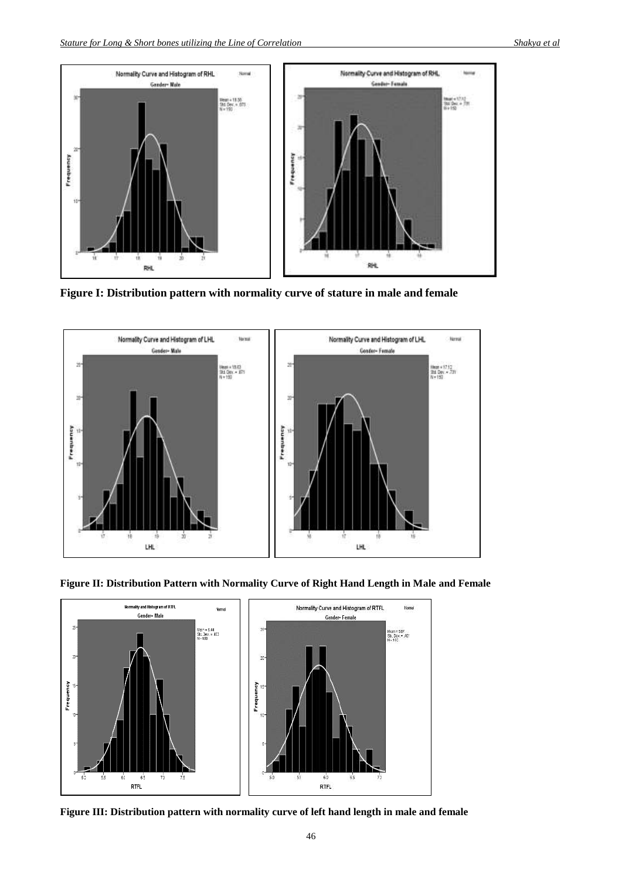**Figure I: Distribution pattern with normality curve of stature in male and female**

**Figure II: Distribution Pattern with Normality Curve of Right Hand Length in Male and Female**

**Figure III: Distribution pattern with normality curve of left hand length in male and female**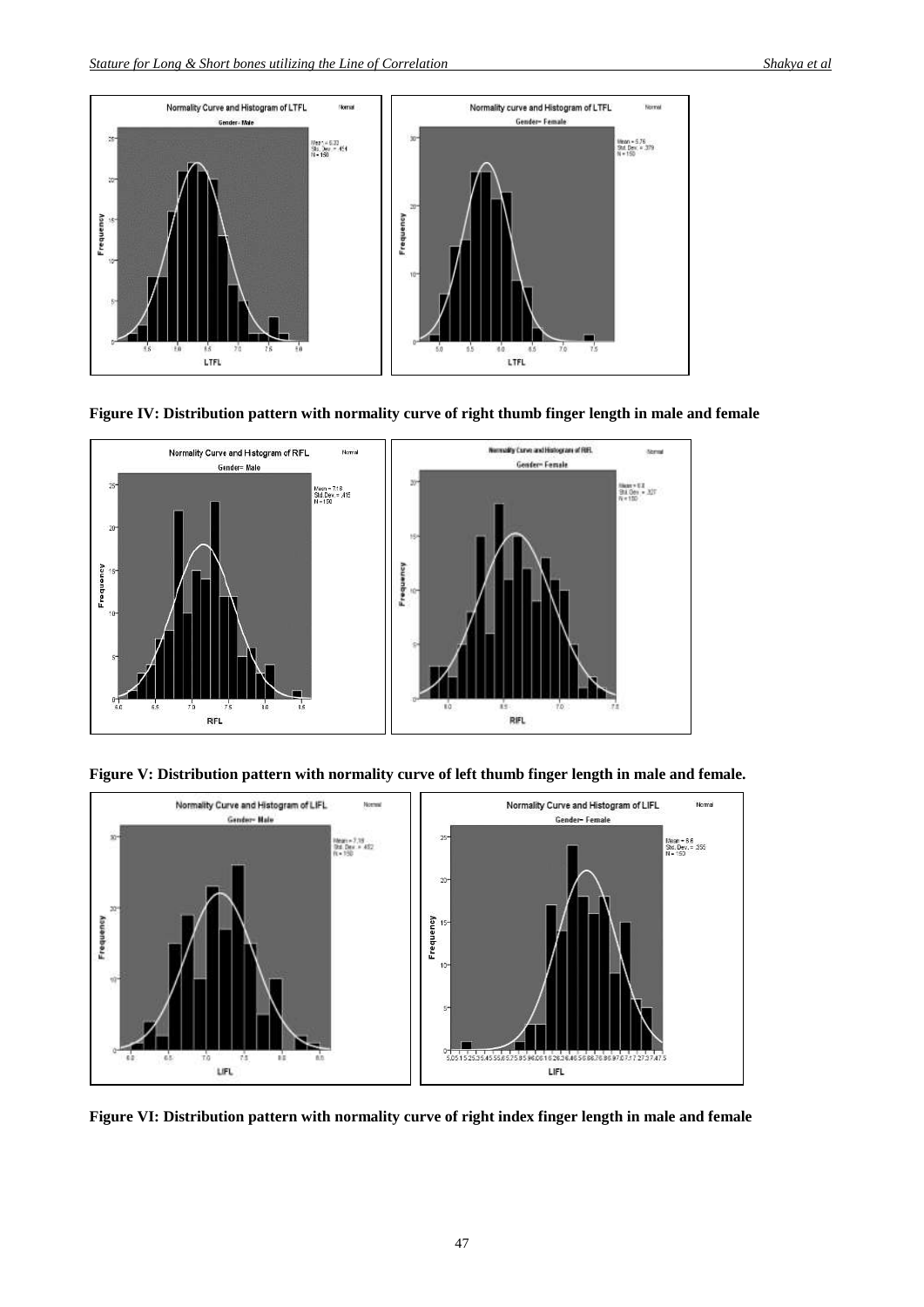Normality Curve and Histogram of LTFL

Gender= Male

Mean = 6.33
Std. Dev. = .454
N = 150

Normality curve and Histogram of LTFL

Gender= Female

Mean = 5.76
Std. Dev. = .379
N = 150

**Figure IV: Distribution pattern with normality curve of right thumb finger length in male and female**

Normality Curve and Histogram of RIFL

Gender= Male

Mean = 7.18
Std. Dev. = .415
N = 150

Normality Curve and Histogram of RIFL

Gender= Female

Mean = 6.6
Std. Dev. = .327
N = 150

**Figure V: Distribution pattern with normality curve of left thumb finger length in male and female.**

Normality Curve and Histogram of LIFL

Gender= Male

Mean = 7.19
Std. Dev. = .452
N = 150

Normality Curve and Histogram of LIFL

Gender= Female

Mean = 6.6
Std. Dev. = .355
N = 150

**Figure VI: Distribution pattern with normality curve of right index finger length in male and female**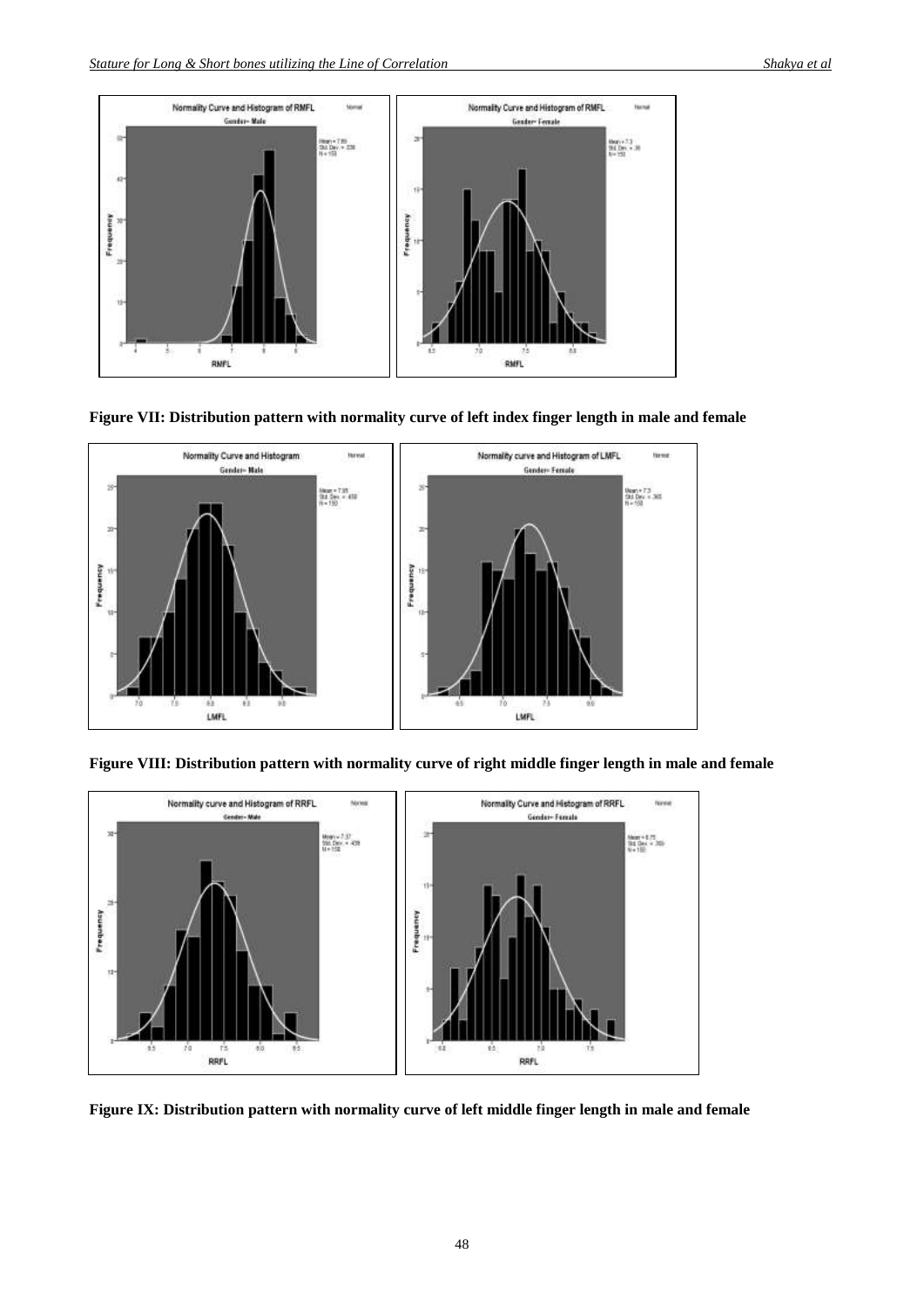**Figure VII: Distribution pattern with normality curve of left index finger length in male and female**

**Figure VIII: Distribution pattern with normality curve of right middle finger length in male and female**

**Figure IX: Distribution pattern with normality curve of left middle finger length in male and female**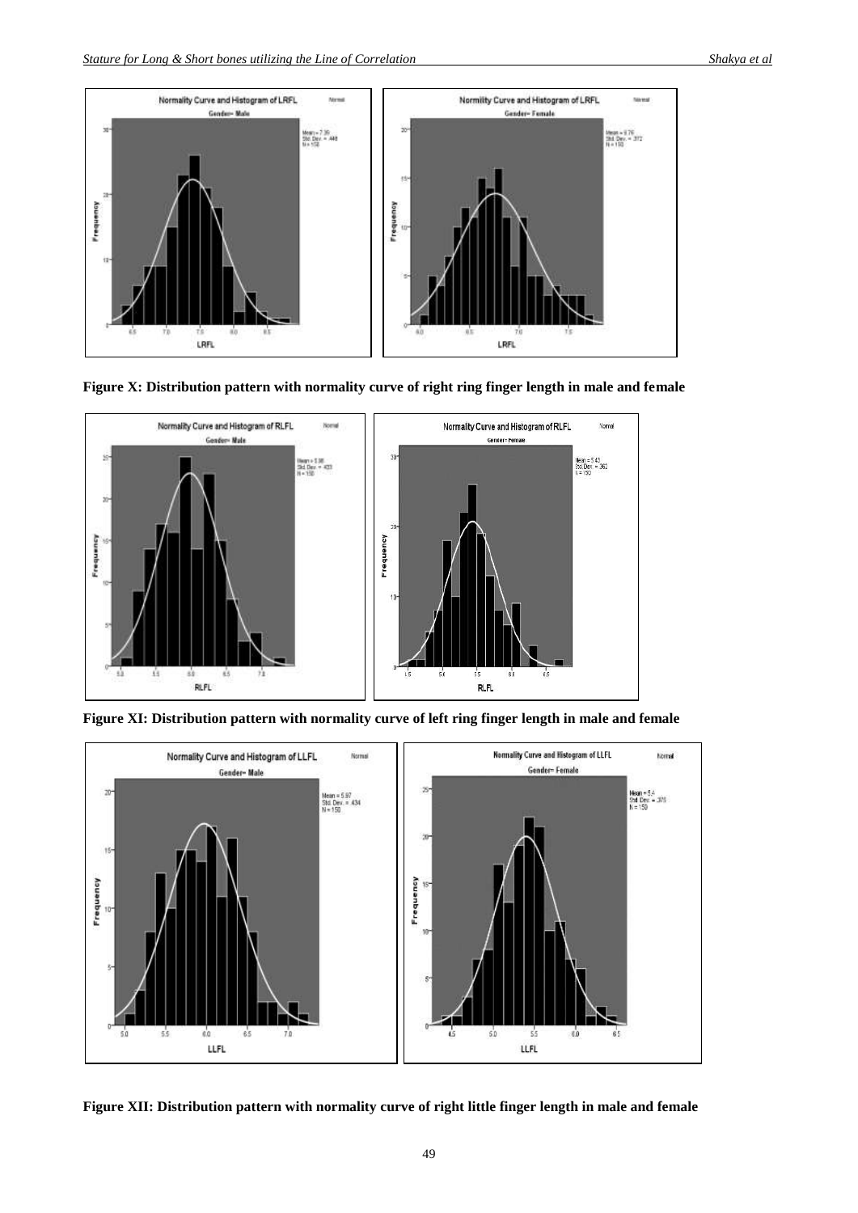**Figure X: Distribution pattern with normality curve of right ring finger length in male and female**

**Figure XI: Distribution pattern with normality curve of left ring finger length in male and female**

**Figure XII: Distribution pattern with normality curve of right little finger length in male and female**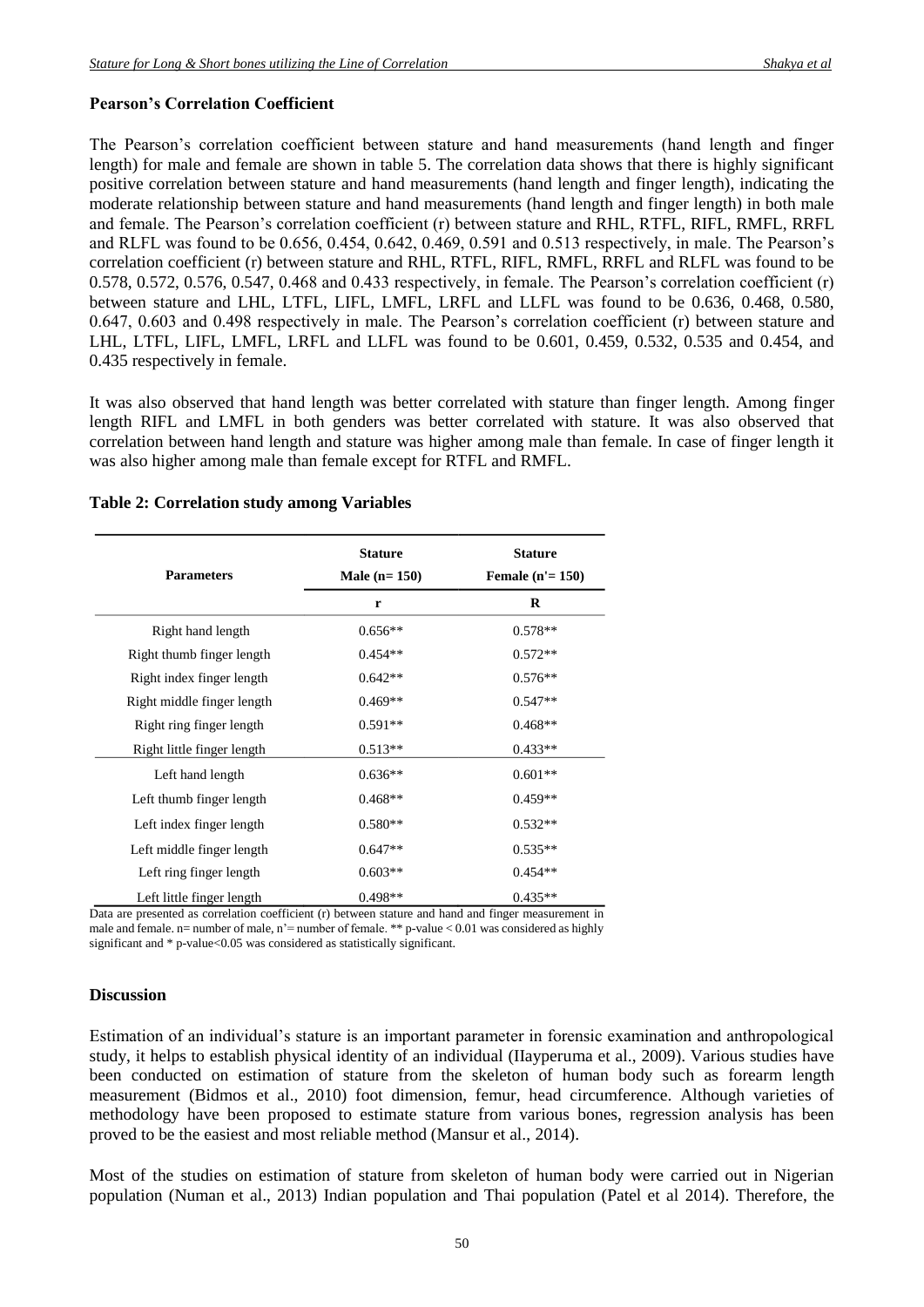### Pearson's Correlation Coefficient

The Pearson's correlation coefficient between stature and hand measurements (hand length and finger length) for male and female are shown in table 5. The correlation data shows that there is highly significant positive correlation between stature and hand measurements (hand length and finger length), indicating the moderate relationship between stature and hand measurements (hand length and finger length) in both male and female. The Pearson's correlation coefficient (r) between stature and RHL, RTFL, RIFL, RMFL, RRFL and RLFL was found to be 0.656, 0.454, 0.642, 0.469, 0.591 and 0.513 respectively, in male. The Pearson's correlation coefficient (r) between stature and RHL, RTFL, RIFL, RMFL, RRFL and RLFL was found to be 0.578, 0.572, 0.576, 0.547, 0.468 and 0.433 respectively, in female. The Pearson's correlation coefficient (r) between stature and LHL, LTFL, LIFL, LMFL, LRFL and LLFL was found to be 0.636, 0.468, 0.580, 0.647, 0.603 and 0.498 respectively in male. The Pearson's correlation coefficient (r) between stature and LHL, LTFL, LIFL, LMFL, LRFL and LLFL was found to be 0.601, 0.459, 0.532, 0.535 and 0.454, and 0.435 respectively in female.

It was also observed that hand length was better correlated with stature than finger length. Among finger length RIFL and LMFL in both genders was better correlated with stature. It was also observed that correlation between hand length and stature was higher among male than female. In case of finger length it was also higher among male than female except for RTFL and RMFL.

**Table 2: Correlation study among Variables**

| Parameters | Stature Male (n= 150) | Stature Female (n'= 150) |
|---|---|---|
| | r | R |
| Right hand length | 0.656** | 0.578** |
| Right thumb finger length | 0.454** | 0.572** |
| Right index finger length | 0.642** | 0.576** |
| Right middle finger length | 0.469** | 0.547** |
| Right ring finger length | 0.591** | 0.468** |
| Right little finger length | 0.513** | 0.433** |
| Left hand length | 0.636** | 0.601** |
| Left thumb finger length | 0.468** | 0.459** |
| Left index finger length | 0.580** | 0.532** |
| Left middle finger length | 0.647** | 0.535** |
| Left ring finger length | 0.603** | 0.454** |
| Left little finger length | 0.498** | 0.435** |

Data are presented as correlation coefficient (r) between stature and hand and finger measurement in male and female. n= number of male, n'= number of female. ** p-value < 0.01 was considered as highly significant and * p-value<0.05 was considered as statistically significant.

### Discussion

Estimation of an individual's stature is an important parameter in forensic examination and anthropological study, it helps to establish physical identity of an individual (IIayperuma et al., 2009). Various studies have been conducted on estimation of stature from the skeleton of human body such as forearm length measurement (Bidmos et al., 2010) foot dimension, femur, head circumference. Although varieties of methodology have been proposed to estimate stature from various bones, regression analysis has been proved to be the easiest and most reliable method (Mansur et al., 2014).

Most of the studies on estimation of stature from skeleton of human body were carried out in Nigerian population (Numan et al., 2013) Indian population and Thai population (Patel et al 2014). Therefore, the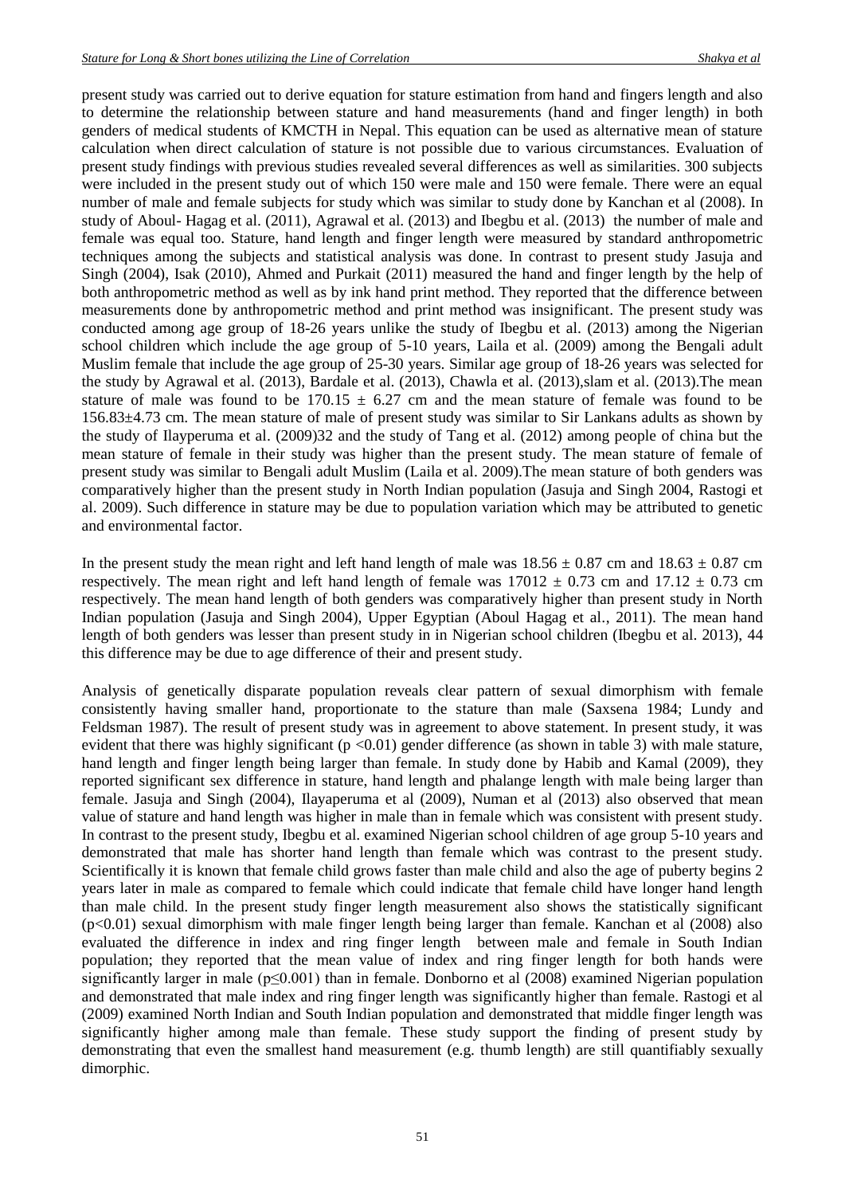present study was carried out to derive equation for stature estimation from hand and fingers length and also to determine the relationship between stature and hand measurements (hand and finger length) in both genders of medical students of KMCTH in Nepal. This equation can be used as alternative mean of stature calculation when direct calculation of stature is not possible due to various circumstances. Evaluation of present study findings with previous studies revealed several differences as well as similarities. 300 subjects were included in the present study out of which 150 were male and 150 were female. There were an equal number of male and female subjects for study which was similar to study done by Kanchan et al (2008). In study of Aboul- Hagag et al. (2011), Agrawal et al. (2013) and Ibegbu et al. (2013) the number of male and female was equal too. Stature, hand length and finger length were measured by standard anthropometric techniques among the subjects and statistical analysis was done. In contrast to present study Jasuja and Singh (2004), Isak (2010), Ahmed and Purkait (2011) measured the hand and finger length by the help of both anthropometric method as well as by ink hand print method. They reported that the difference between measurements done by anthropometric method and print method was insignificant. The present study was conducted among age group of 18-26 years unlike the study of Ibegbu et al. (2013) among the Nigerian school children which include the age group of 5-10 years, Laila et al. (2009) among the Bengali adult Muslim female that include the age group of 25-30 years. Similar age group of 18-26 years was selected for the study by Agrawal et al. (2013), Bardale et al. (2013), Chawla et al. (2013),slam et al. (2013).The mean stature of male was found to be 170.15 ± 6.27 cm and the mean stature of female was found to be 156.83±4.73 cm. The mean stature of male of present study was similar to Sir Lankans adults as shown by the study of Ilayperuma et al. (2009)32 and the study of Tang et al. (2012) among people of china but the mean stature of female in their study was higher than the present study. The mean stature of female of present study was similar to Bengali adult Muslim (Laila et al. 2009).The mean stature of both genders was comparatively higher than the present study in North Indian population (Jasuja and Singh 2004, Rastogi et al. 2009). Such difference in stature may be due to population variation which may be attributed to genetic and environmental factor.

In the present study the mean right and left hand length of male was 18.56 ± 0.87 cm and 18.63 ± 0.87 cm respectively. The mean right and left hand length of female was 17012 ± 0.73 cm and 17.12 ± 0.73 cm respectively. The mean hand length of both genders was comparatively higher than present study in North Indian population (Jasuja and Singh 2004), Upper Egyptian (Aboul Hagag et al., 2011). The mean hand length of both genders was lesser than present study in in Nigerian school children (Ibegbu et al. 2013), 44 this difference may be due to age difference of their and present study.

Analysis of genetically disparate population reveals clear pattern of sexual dimorphism with female consistently having smaller hand, proportionate to the stature than male (Saxsena 1984; Lundy and Feldsman 1987). The result of present study was in agreement to above statement. In present study, it was evident that there was highly significant ($p < 0.01$) gender difference (as shown in table 3) with male stature, hand length and finger length being larger than female. In study done by Habib and Kamal (2009), they reported significant sex difference in stature, hand length and phalange length with male being larger than female. Jasuja and Singh (2004), Ilayaperuma et al (2009), Numan et al (2013) also observed that mean value of stature and hand length was higher in male than in female which was consistent with present study. In contrast to the present study, Ibegbu et al. examined Nigerian school children of age group 5-10 years and demonstrated that male has shorter hand length than female which was contrast to the present study. Scientifically it is known that female child grows faster than male child and also the age of puberty begins 2 years later in male as compared to female which could indicate that female child have longer hand length than male child. In the present study finger length measurement also shows the statistically significant ($p<0.01$) sexual dimorphism with male finger length being larger than female. Kanchan et al (2008) also evaluated the difference in index and ring finger length between male and female in South Indian population; they reported that the mean value of index and ring finger length for both hands were significantly larger in male ($p \leq 0.001$) than in female. Donborno et al (2008) examined Nigerian population and demonstrated that male index and ring finger length was significantly higher than female. Rastogi et al (2009) examined North Indian and South Indian population and demonstrated that middle finger length was significantly higher among male than female. These study support the finding of present study by demonstrating that even the smallest hand measurement (e.g. thumb length) are still quantifiably sexually dimorphic.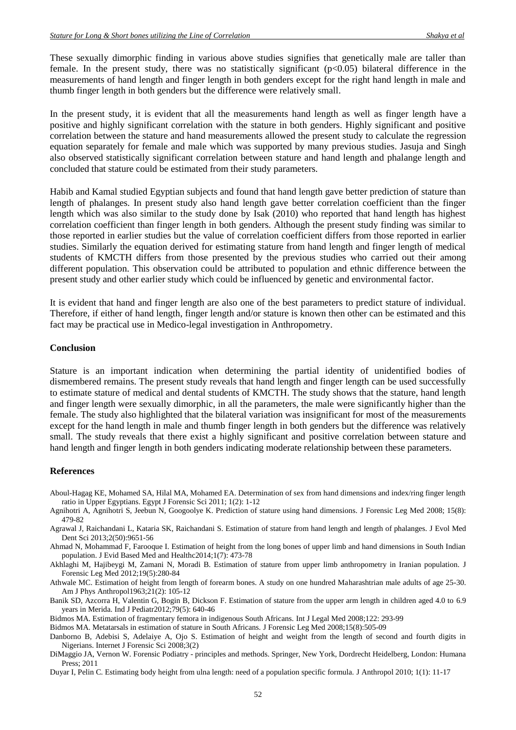These sexually dimorphic finding in various above studies signifies that genetically male are taller than female. In the present study, there was no statistically significant ($p<0.05$) bilateral difference in the measurements of hand length and finger length in both genders except for the right hand length in male and thumb finger length in both genders but the difference were relatively small.

In the present study, it is evident that all the measurements hand length as well as finger length have a positive and highly significant correlation with the stature in both genders. Highly significant and positive correlation between the stature and hand measurements allowed the present study to calculate the regression equation separately for female and male which was supported by many previous studies. Jasuja and Singh also observed statistically significant correlation between stature and hand length and phalange length and concluded that stature could be estimated from their study parameters.

Habib and Kamal studied Egyptian subjects and found that hand length gave better prediction of stature than length of phalanges. In present study also hand length gave better correlation coefficient than the finger length which was also similar to the study done by Isak (2010) who reported that hand length has highest correlation coefficient than finger length in both genders. Although the present study finding was similar to those reported in earlier studies but the value of correlation coefficient differs from those reported in earlier studies. Similarly the equation derived for estimating stature from hand length and finger length of medical students of KMCTH differs from those presented by the previous studies who carried out their among different population. This observation could be attributed to population and ethnic difference between the present study and other earlier study which could be influenced by genetic and environmental factor.

It is evident that hand and finger length are also one of the best parameters to predict stature of individual. Therefore, if either of hand length, finger length and/or stature is known then other can be estimated and this fact may be practical use in Medico-legal investigation in Anthropometry.

## Conclusion

Stature is an important indication when determining the partial identity of unidentified bodies of dismembered remains. The present study reveals that hand length and finger length can be used successfully to estimate stature of medical and dental students of KMCTH. The study shows that the stature, hand length and finger length were sexually dimorphic, in all the parameters, the male were significantly higher than the female. The study also highlighted that the bilateral variation was insignificant for most of the measurements except for the hand length in male and thumb finger length in both genders but the difference was relatively small. The study reveals that there exist a highly significant and positive correlation between stature and hand length and finger length in both genders indicating moderate relationship between these parameters.

## References

Aboul-Hagag KE, Mohamed SA, Hilal MA, Mohamed EA. Determination of sex from hand dimensions and index/ring finger length ratio in Upper Egyptians. Egypt J Forensic Sci 2011; 1(2): 1-12

Agnihotri A, Agnihotri S, Jeebun N, Googoolye K. Prediction of stature using hand dimensions. J Forensic Leg Med 2008; 15(8): 479-82

Agrawal J, Raichandani L, Kataria SK, Raichandani S. Estimation of stature from hand length and length of phalanges. J Evol Med Dent Sci 2013;2(50):9651-56

Ahmad N, Mohammad F, Farooque I. Estimation of height from the long bones of upper limb and hand dimensions in South Indian population. J Evid Based Med and Healthc2014;1(7): 473-78

Akhlaghi M, Hajibeygi M, Zamani N, Moradi B. Estimation of stature from upper limb anthropometry in Iranian population. J Forensic Leg Med 2012;19(5):280-84

Athwale MC. Estimation of height from length of forearm bones. A study on one hundred Maharashtrian male adults of age 25-30. Am J Phys Anthropol1963;21(2): 105-12

Banik SD, Azcorra H, Valentin G, Bogin B, Dickson F. Estimation of stature from the upper arm length in children aged 4.0 to 6.9 years in Merida. Ind J Pediatr2012;79(5): 640-46

Bidmos MA. Estimation of fragmentary femora in indigenous South Africans. Int J Legal Med 2008;122: 293-99

Bidmos MA. Metatarsals in estimation of stature in South Africans. J Forensic Leg Med 2008;15(8):505-09

Danborno B, Adebisi S, Adelaiye A, Ojo S. Estimation of height and weight from the length of second and fourth digits in Nigerians. Internet J Forensic Sci 2008;3(2)

DiMaggio JA, Vernon W. Forensic Podiatry - principles and methods. Springer, New York, Dordrecht Heidelberg, London: Humana Press; 2011

Duyar I, Pelin C. Estimating body height from ulna length: need of a population specific formula. J Anthropol 2010; 1(1): 11-17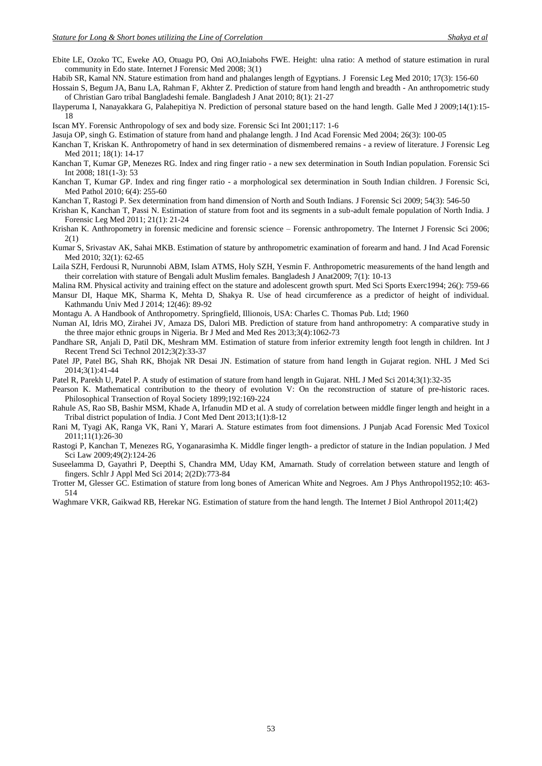Ebite LE, Ozoko TC, Eweke AO, Otuagu PO, Oni AO,Iniabohs FWE. Height: ulna ratio: A method of stature estimation in rural community in Edo state. Internet J Forensic Med 2008; 3(1)

Habib SR, Kamal NN. Stature estimation from hand and phalanges length of Egyptians. J Forensic Leg Med 2010; 17(3): 156-60

Hossain S, Begum JA, Banu LA, Rahman F, Akhter Z. Prediction of stature from hand length and breadth - An anthropometric study of Christian Garo tribal Bangladeshi female. Bangladesh J Anat 2010; 8(1): 21-27

Ilayperuma I, Nanayakkara G, Palahepitiya N. Prediction of personal stature based on the hand length. Galle Med J 2009;14(1):15-18

Iscan MY. Forensic Anthropology of sex and body size. Forensic Sci Int 2001;117: 1-6

Jasuja OP, singh G. Estimation of stature from hand and phalange length. J Ind Acad Forensic Med 2004; 26(3): 100-05

Kanchan T, Kriskan K. Anthropometry of hand in sex determination of dismembered remains - a review of literature. J Forensic Leg Med 2011; 18(1): 14-17

Kanchan T, Kumar GP, Menezes RG. Index and ring finger ratio - a new sex determination in South Indian population. Forensic Sci Int 2008; 181(1-3): 53

Kanchan T, Kumar GP. Index and ring finger ratio - a morphological sex determination in South Indian children. J Forensic Sci, Med Pathol 2010; 6(4): 255-60

Kanchan T, Rastogi P. Sex determination from hand dimension of North and South Indians. J Forensic Sci 2009; 54(3): 546-50

Krishan K, Kanchan T, Passi N. Estimation of stature from foot and its segments in a sub-adult female population of North India. J Forensic Leg Med 2011; 21(1): 21-24

Krishan K. Anthropometry in forensic medicine and forensic science – Forensic anthropometry. The Internet J Forensic Sci 2006; 2(1)

Kumar S, Srivastav AK, Sahai MKB. Estimation of stature by anthropometric examination of forearm and hand. J Ind Acad Forensic Med 2010; 32(1): 62-65

Laila SZH, Ferdousi R, Nurunnobi ABM, Islam ATMS, Holy SZH, Yesmin F. Anthropometric measurements of the hand length and their correlation with stature of Bengali adult Muslim females. Bangladesh J Anat2009; 7(1): 10-13

Malina RM. Physical activity and training effect on the stature and adolescent growth spurt. Med Sci Sports Exerc1994; 26(): 759-66

Mansur DI, Haque MK, Sharma K, Mehta D, Shakya R. Use of head circumference as a predictor of height of individual. Kathmandu Univ Med J 2014; 12(46): 89-92

Montagu A. A Handbook of Anthropometry. Springfield, Illionois, USA: Charles C. Thomas Pub. Ltd; 1960

Numan AI, Idris MO, Zirahei JV, Amaza DS, Dalori MB. Prediction of stature from hand anthropometry: A comparative study in the three major ethnic groups in Nigeria. Br J Med and Med Res 2013;3(4):1062-73

Pandhare SR, Anjali D, Patil DK, Meshram MM. Estimation of stature from inferior extremity length foot length in children. Int J Recent Trend Sci Technol 2012;3(2):33-37

Patel JP, Patel BG, Shah RK, Bhojak NR Desai JN. Estimation of stature from hand length in Gujarat region. NHL J Med Sci 2014;3(1):41-44

Patel R, Parekh U, Patel P. A study of estimation of stature from hand length in Gujarat. NHL J Med Sci 2014;3(1):32-35

Pearson K. Mathematical contribution to the theory of evolution V: On the reconstruction of stature of pre-historic races. Philosophical Transection of Royal Society 1899;192:169-224

Rahule AS, Rao SB, Bashir MSM, Khade A, Irfanudin MD et al. A study of correlation between middle finger length and height in a Tribal district population of India. J Cont Med Dent 2013;1(1):8-12

Rani M, Tyagi AK, Ranga VK, Rani Y, Marari A. Stature estimates from foot dimensions. J Punjab Acad Forensic Med Toxicol 2011;11(1):26-30

Rastogi P, Kanchan T, Menezes RG, Yoganarasimha K. Middle finger length- a predictor of stature in the Indian population. J Med Sci Law 2009;49(2):124-26

Suseelamma D, Gayathri P, Deepthi S, Chandra MM, Uday KM, Amarnath. Study of correlation between stature and length of fingers. Schlr J Appl Med Sci 2014; 2(2D):773-84

Trotter M, Glesser GC. Estimation of stature from long bones of American White and Negroes. Am J Phys Anthropol1952;10: 463-514

Waghmare VKR, Gaikwad RB, Herekar NG. Estimation of stature from the hand length. The Internet J Biol Anthropol 2011;4(2)